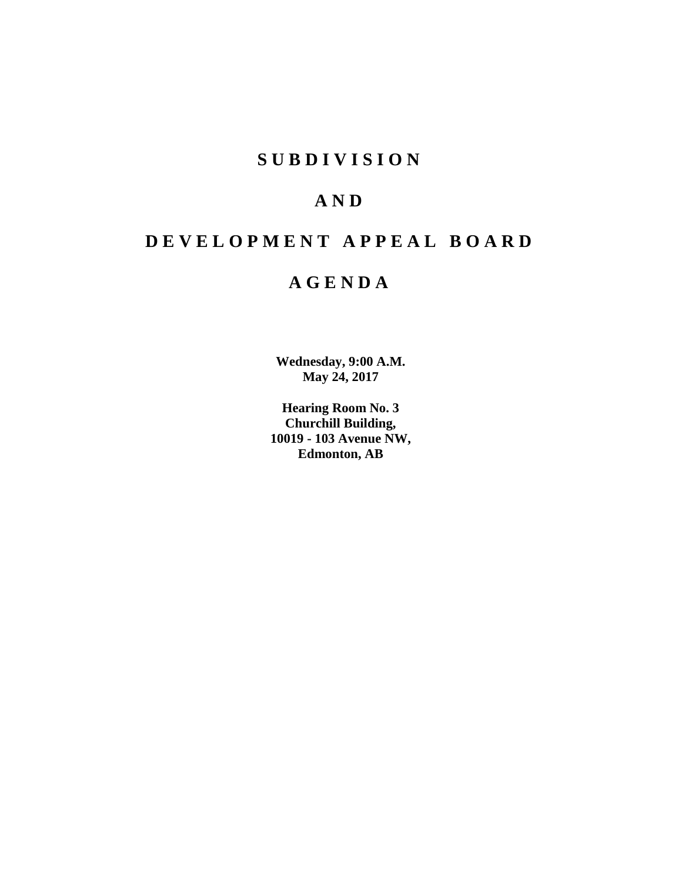# SUBDIVISION

# AND

# DEVELOPMENT APPEAL BOARD

# AGENDA

**Wednesday, 9:00 A.M.**
**May 24, 2017**

**Hearing Room No. 3**
**Churchill Building,**
**10019 - 103 Avenue NW,**
**Edmonton, AB**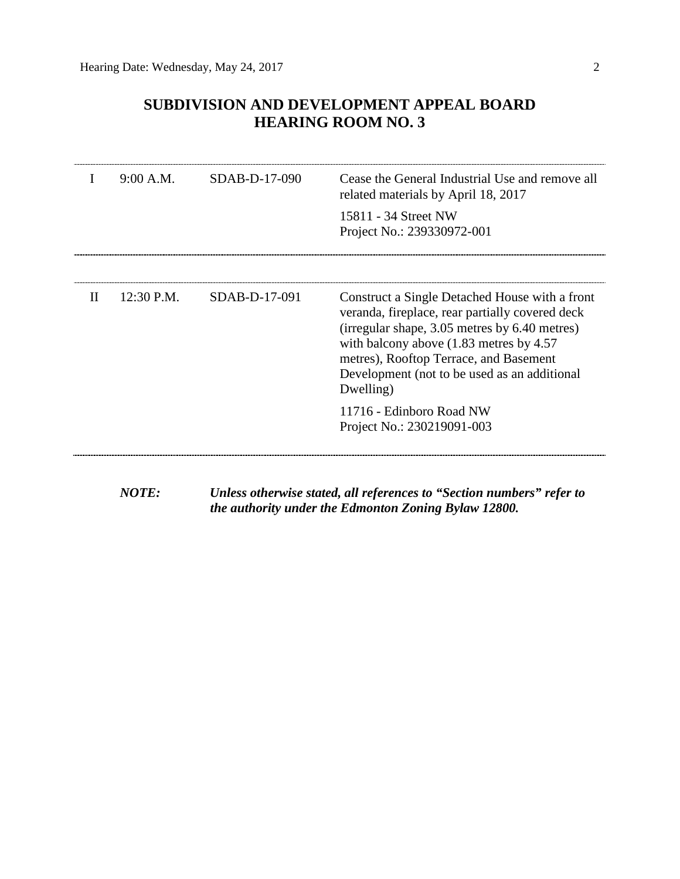## SUBDIVISION AND DEVELOPMENT APPEAL BOARD
## HEARING ROOM NO. 3

| | | | |
|---|---|---|---|
| I | 9:00 A.M. | SDAB-D-17-090 | Cease the General Industrial Use and remove all related materials by April 18, 2017<br><br>15811 - 34 Street NW<br>Project No.: 239330972-001 |
| II | 12:30 P.M. | SDAB-D-17-091 | Construct a Single Detached House with a front veranda, fireplace, rear partially covered deck (irregular shape, 3.05 metres by 6.40 metres) with balcony above (1.83 metres by 4.57 metres), Rooftop Terrace, and Basement Development (not to be used as an additional Dwelling)<br><br>11716 - Edinboro Road NW<br>Project No.: 230219091-003 |

***NOTE:*** ***Unless otherwise stated, all references to "Section numbers" refer to the authority under the Edmonton Zoning Bylaw 12800.***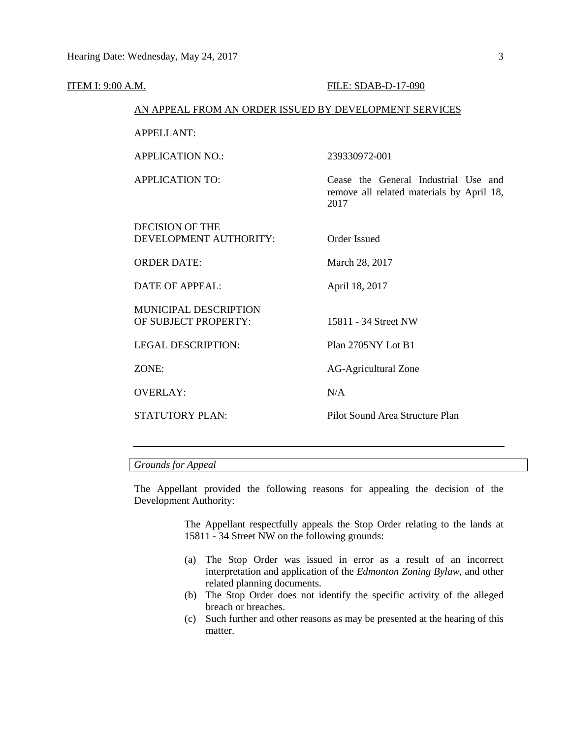ITEM I: 9:00 A.M. FILE: SDAB-D-17-090

AN APPEAL FROM AN ORDER ISSUED BY DEVELOPMENT SERVICES

| | |
|---|---|
| APPELLANT: | |
| APPLICATION NO.: | 239330972-001 |
| APPLICATION TO: | Cease the General Industrial Use and remove all related materials by April 18, 2017 |
| DECISION OF THE DEVELOPMENT AUTHORITY: | Order Issued |
| ORDER DATE: | March 28, 2017 |
| DATE OF APPEAL: | April 18, 2017 |
| MUNICIPAL DESCRIPTION OF SUBJECT PROPERTY: | 15811 - 34 Street NW |
| LEGAL DESCRIPTION: | Plan 2705NY Lot B1 |
| ZONE: | AG-Agricultural Zone |
| OVERLAY: | N/A |
| STATUTORY PLAN: | Pilot Sound Area Structure Plan |

---

*Grounds for Appeal*

The Appellant provided the following reasons for appealing the decision of the Development Authority:

> The Appellant respectfully appeals the Stop Order relating to the lands at 15811 - 34 Street NW on the following grounds:
>
> (a) The Stop Order was issued in error as a result of an incorrect interpretation and application of the *Edmonton Zoning Bylaw*, and other related planning documents.
> (b) The Stop Order does not identify the specific activity of the alleged breach or breaches.
> (c) Such further and other reasons as may be presented at the hearing of this matter.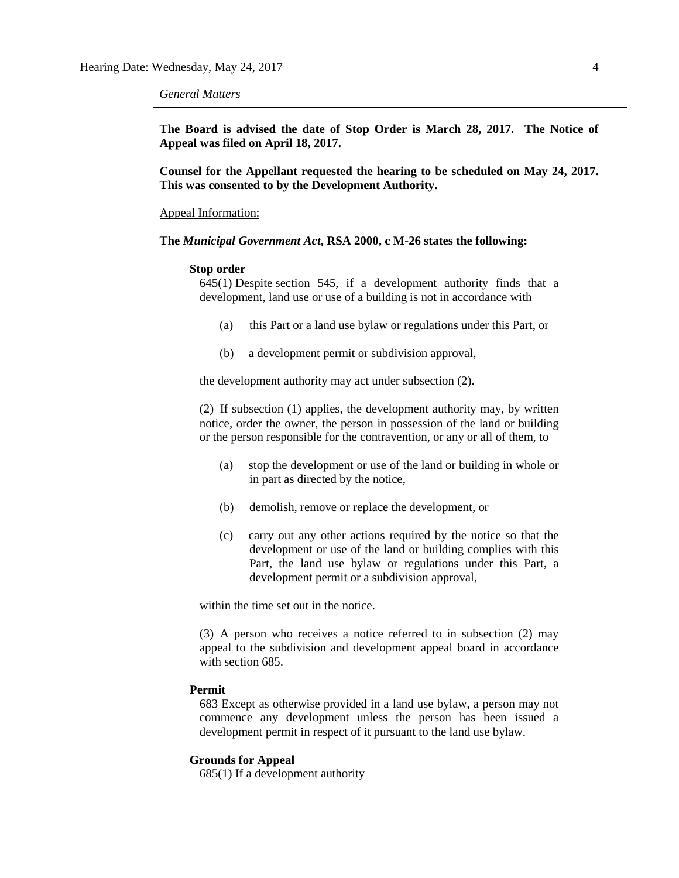*General Matters*

**The Board is advised the date of Stop Order is March 28, 2017. The Notice of Appeal was filed on April 18, 2017.**

**Counsel for the Appellant requested the hearing to be scheduled on May 24, 2017. This was consented to by the Development Authority.**

Appeal Information:

**The *Municipal Government Act*, RSA 2000, c M-26 states the following:**

**Stop order**

645(1) Despite section 545, if a development authority finds that a development, land use or use of a building is not in accordance with

(a) this Part or a land use bylaw or regulations under this Part, or

(b) a development permit or subdivision approval,

the development authority may act under subsection (2).

(2) If subsection (1) applies, the development authority may, by written notice, order the owner, the person in possession of the land or building or the person responsible for the contravention, or any or all of them, to

(a) stop the development or use of the land or building in whole or in part as directed by the notice,

(b) demolish, remove or replace the development, or

(c) carry out any other actions required by the notice so that the development or use of the land or building complies with this Part, the land use bylaw or regulations under this Part, a development permit or a subdivision approval,

within the time set out in the notice.

(3) A person who receives a notice referred to in subsection (2) may appeal to the subdivision and development appeal board in accordance with section 685.

**Permit**

683 Except as otherwise provided in a land use bylaw, a person may not commence any development unless the person has been issued a development permit in respect of it pursuant to the land use bylaw.

**Grounds for Appeal**

685(1) If a development authority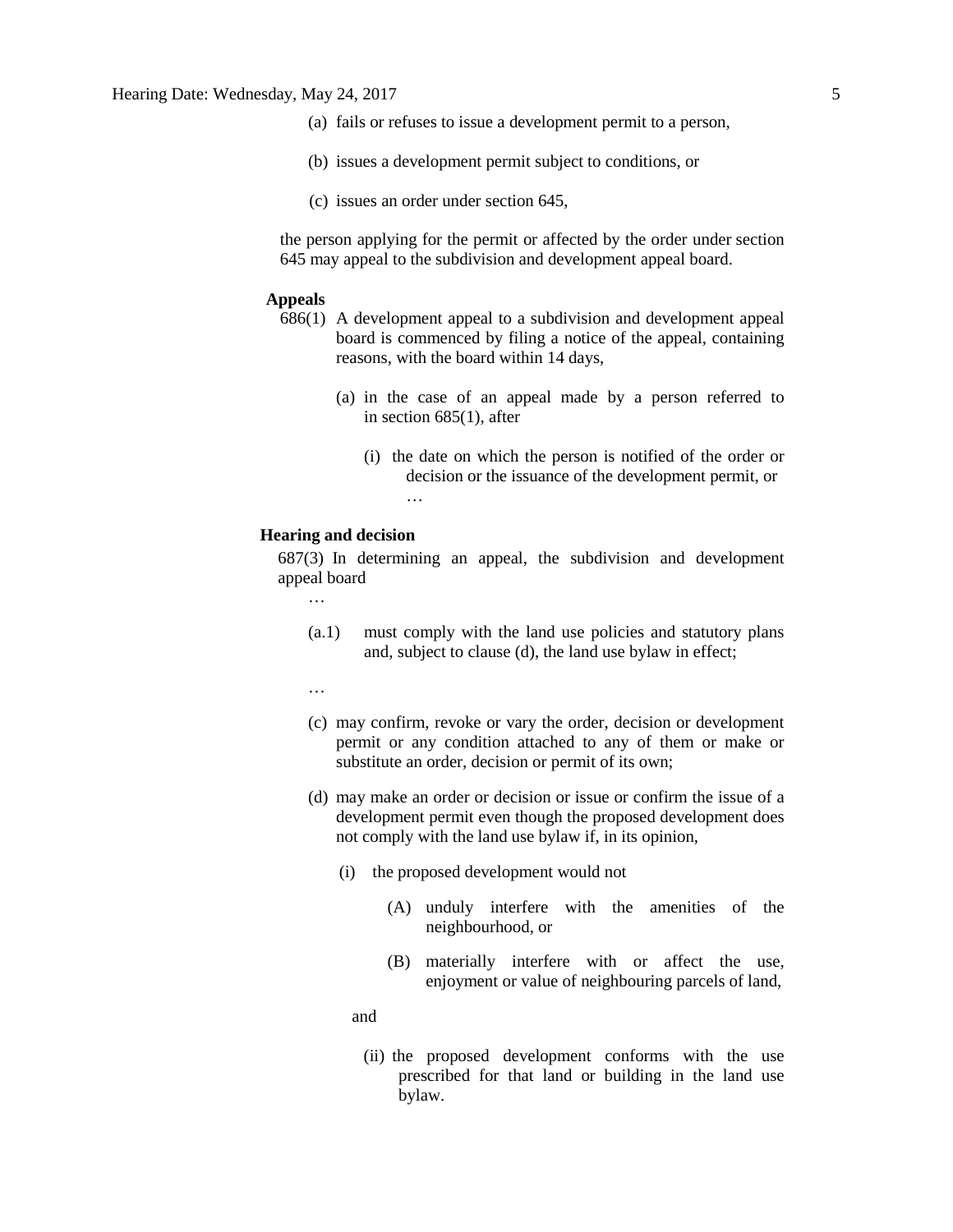(a) fails or refuses to issue a development permit to a person,

(b) issues a development permit subject to conditions, or

(c) issues an order under section 645,

the person applying for the permit or affected by the order under section 645 may appeal to the subdivision and development appeal board.

**Appeals**

686(1) A development appeal to a subdivision and development appeal board is commenced by filing a notice of the appeal, containing reasons, with the board within 14 days,

(a) in the case of an appeal made by a person referred to in section 685(1), after

(i) the date on which the person is notified of the order or decision or the issuance of the development permit, or

…

**Hearing and decision**

687(3) In determining an appeal, the subdivision and development appeal board

…

(a.1) must comply with the land use policies and statutory plans and, subject to clause (d), the land use bylaw in effect;

…

(c) may confirm, revoke or vary the order, decision or development permit or any condition attached to any of them or make or substitute an order, decision or permit of its own;

(d) may make an order or decision or issue or confirm the issue of a development permit even though the proposed development does not comply with the land use bylaw if, in its opinion,

(i) the proposed development would not

(A) unduly interfere with the amenities of the neighbourhood, or

(B) materially interfere with or affect the use, enjoyment or value of neighbouring parcels of land,

and

(ii) the proposed development conforms with the use prescribed for that land or building in the land use bylaw.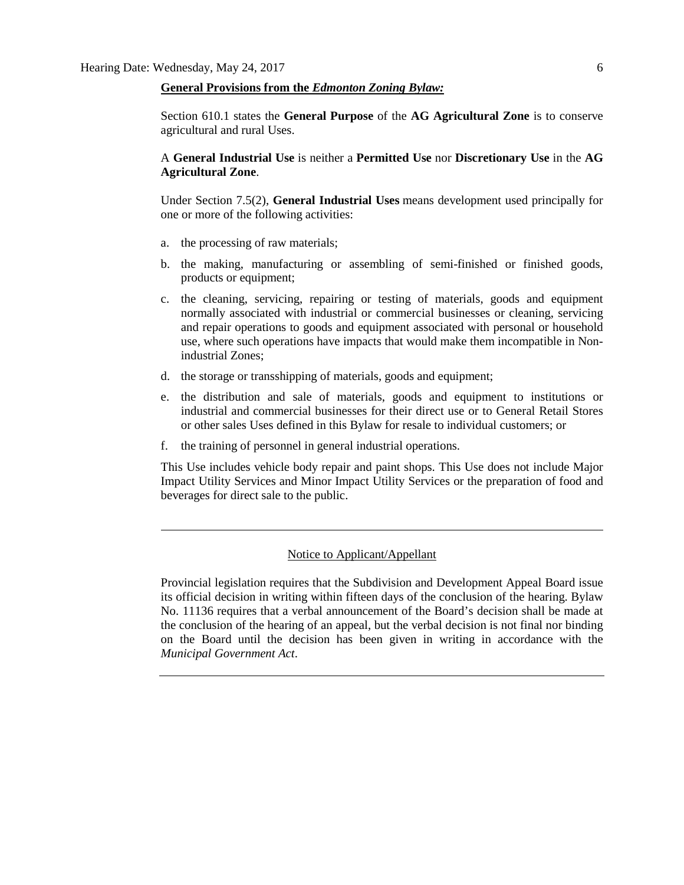**General Provisions from the *Edmonton Zoning Bylaw:***

Section 610.1 states the **General Purpose** of the **AG Agricultural Zone** is to conserve agricultural and rural Uses.

A **General Industrial Use** is neither a **Permitted Use** nor **Discretionary Use** in the **AG Agricultural Zone**.

Under Section 7.5(2), **General Industrial Uses** means development used principally for one or more of the following activities:

a. the processing of raw materials;

b. the making, manufacturing or assembling of semi-finished or finished goods, products or equipment;

c. the cleaning, servicing, repairing or testing of materials, goods and equipment normally associated with industrial or commercial businesses or cleaning, servicing and repair operations to goods and equipment associated with personal or household use, where such operations have impacts that would make them incompatible in Non-industrial Zones;

d. the storage or transshipping of materials, goods and equipment;

e. the distribution and sale of materials, goods and equipment to institutions or industrial and commercial businesses for their direct use or to General Retail Stores or other sales Uses defined in this Bylaw for resale to individual customers; or

f. the training of personnel in general industrial operations.

This Use includes vehicle body repair and paint shops. This Use does not include Major Impact Utility Services and Minor Impact Utility Services or the preparation of food and beverages for direct sale to the public.

---

Notice to Applicant/Appellant

Provincial legislation requires that the Subdivision and Development Appeal Board issue its official decision in writing within fifteen days of the conclusion of the hearing. Bylaw No. 11136 requires that a verbal announcement of the Board's decision shall be made at the conclusion of the hearing of an appeal, but the verbal decision is not final nor binding on the Board until the decision has been given in writing in accordance with the *Municipal Government Act*.

---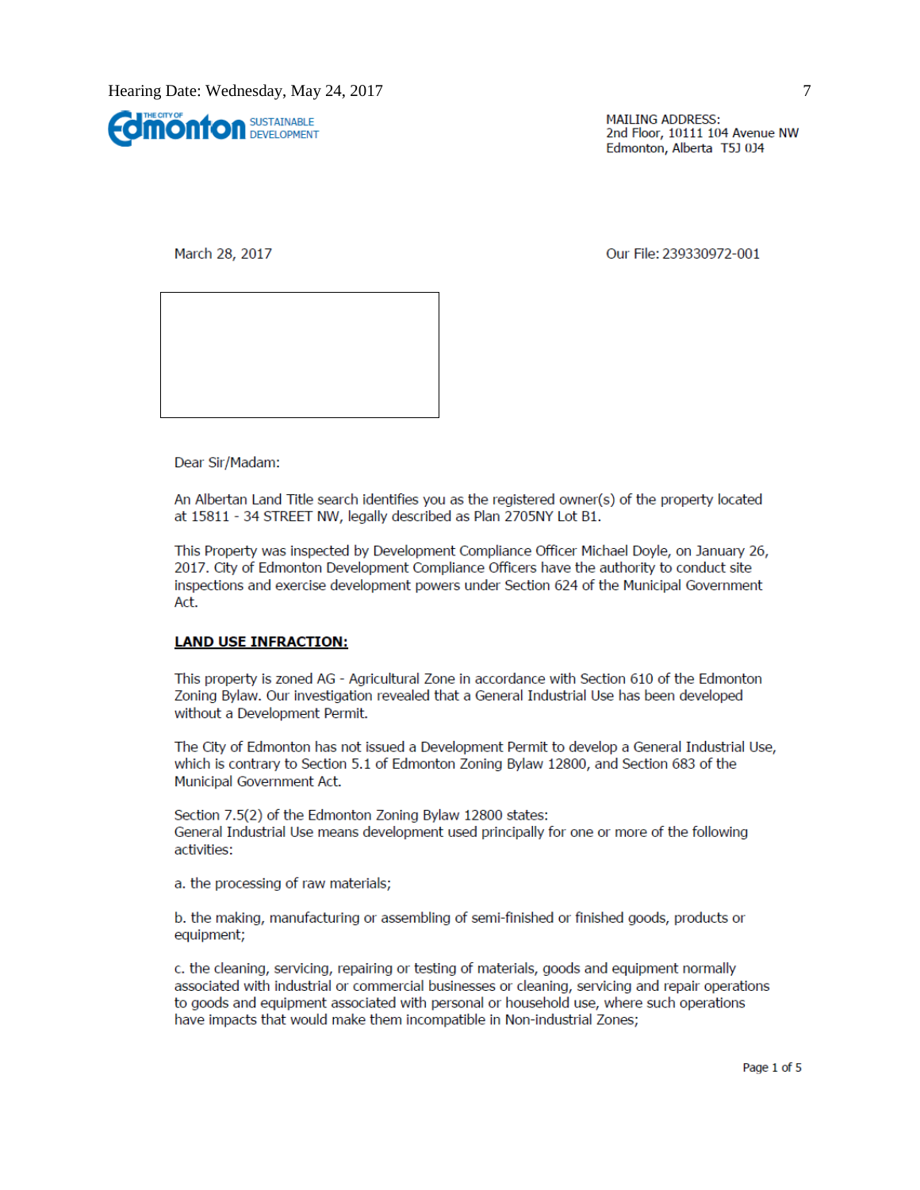MAILING ADDRESS:
2nd Floor, 10111 104 Avenue NW
Edmonton, Alberta T5J 0J4

March 28, 2017

Our File: 239330972-001

Dear Sir/Madam:

An Albertan Land Title search identifies you as the registered owner(s) of the property located at 15811 - 34 STREET NW, legally described as Plan 2705NY Lot B1.

This Property was inspected by Development Compliance Officer Michael Doyle, on January 26, 2017. City of Edmonton Development Compliance Officers have the authority to conduct site inspections and exercise development powers under Section 624 of the Municipal Government Act.

**LAND USE INFRACTION:**

This property is zoned AG - Agricultural Zone in accordance with Section 610 of the Edmonton Zoning Bylaw. Our investigation revealed that a General Industrial Use has been developed without a Development Permit.

The City of Edmonton has not issued a Development Permit to develop a General Industrial Use, which is contrary to Section 5.1 of Edmonton Zoning Bylaw 12800, and Section 683 of the Municipal Government Act.

Section 7.5(2) of the Edmonton Zoning Bylaw 12800 states:
General Industrial Use means development used principally for one or more of the following activities:

a. the processing of raw materials;

b. the making, manufacturing or assembling of semi-finished or finished goods, products or equipment;

c. the cleaning, servicing, repairing or testing of materials, goods and equipment normally associated with industrial or commercial businesses or cleaning, servicing and repair operations to goods and equipment associated with personal or household use, where such operations have impacts that would make them incompatible in Non-industrial Zones;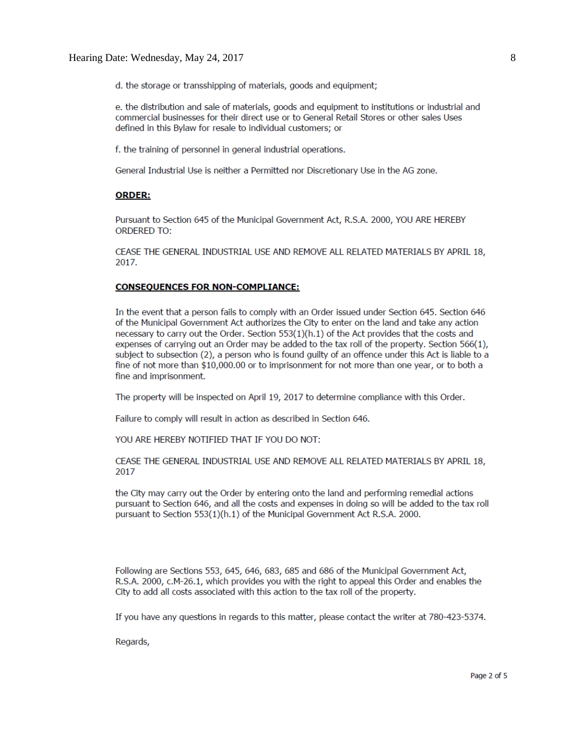d. the storage or transshipping of materials, goods and equipment;

e. the distribution and sale of materials, goods and equipment to institutions or industrial and commercial businesses for their direct use or to General Retail Stores or other sales Uses defined in this Bylaw for resale to individual customers; or

f. the training of personnel in general industrial operations.

General Industrial Use is neither a Permitted nor Discretionary Use in the AG zone.

**ORDER:**

Pursuant to Section 645 of the Municipal Government Act, R.S.A. 2000, YOU ARE HEREBY ORDERED TO:

CEASE THE GENERAL INDUSTRIAL USE AND REMOVE ALL RELATED MATERIALS BY APRIL 18, 2017.

**CONSEQUENCES FOR NON-COMPLIANCE:**

In the event that a person fails to comply with an Order issued under Section 645. Section 646 of the Municipal Government Act authorizes the City to enter on the land and take any action necessary to carry out the Order. Section 553(1)(h.1) of the Act provides that the costs and expenses of carrying out an Order may be added to the tax roll of the property. Section 566(1), subject to subsection (2), a person who is found guilty of an offence under this Act is liable to a fine of not more than $10,000.00 or to imprisonment for not more than one year, or to both a fine and imprisonment.

The property will be inspected on April 19, 2017 to determine compliance with this Order.

Failure to comply will result in action as described in Section 646.

YOU ARE HEREBY NOTIFIED THAT IF YOU DO NOT:

CEASE THE GENERAL INDUSTRIAL USE AND REMOVE ALL RELATED MATERIALS BY APRIL 18, 2017

the City may carry out the Order by entering onto the land and performing remedial actions pursuant to Section 646, and all the costs and expenses in doing so will be added to the tax roll pursuant to Section 553(1)(h.1) of the Municipal Government Act R.S.A. 2000.

Following are Sections 553, 645, 646, 683, 685 and 686 of the Municipal Government Act, R.S.A. 2000, c.M-26.1, which provides you with the right to appeal this Order and enables the City to add all costs associated with this action to the tax roll of the property.

If you have any questions in regards to this matter, please contact the writer at 780-423-5374.

Regards,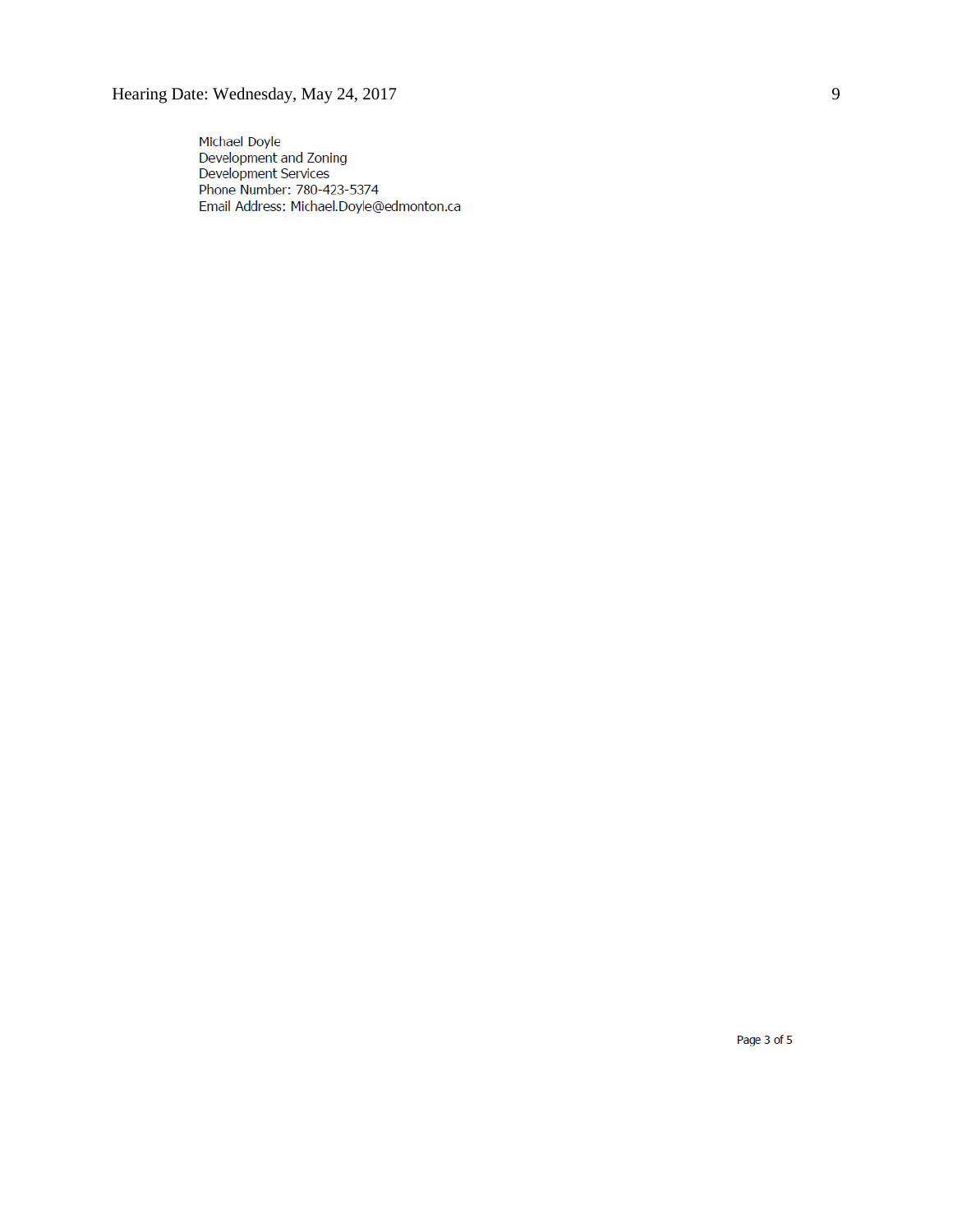Michael Doyle
Development and Zoning
Development Services
Phone Number: 780-423-5374
Email Address: Michael.Doyle@edmonton.ca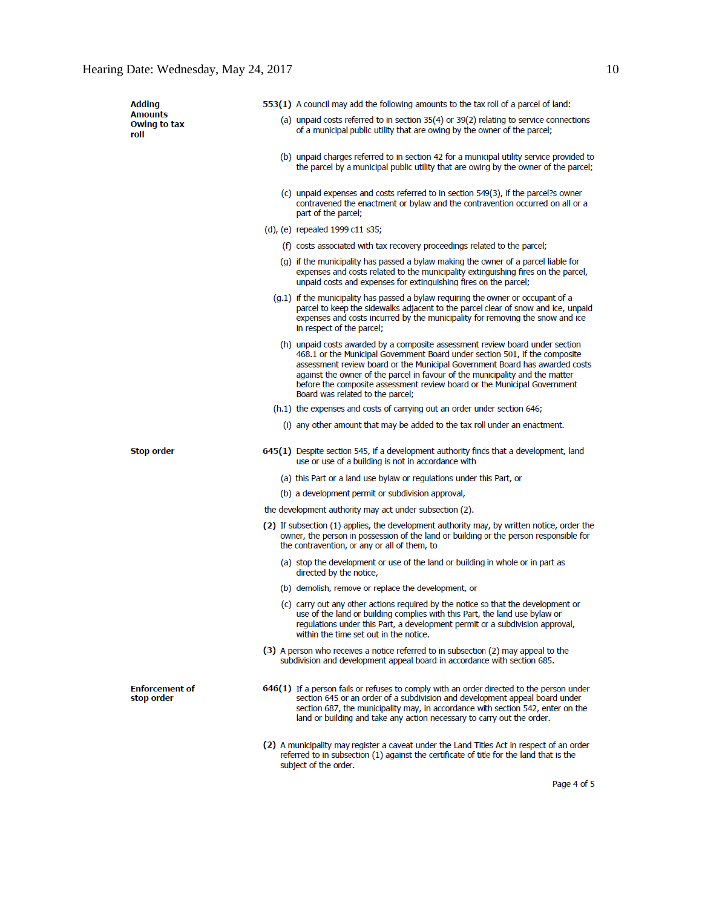**Adding Amounts Owing to tax roll**

**553(1)** A council may add the following amounts to the tax roll of a parcel of land:

(a) unpaid costs referred to in section 35(4) or 39(2) relating to service connections of a municipal public utility that are owing by the owner of the parcel;

(b) unpaid charges referred to in section 42 for a municipal utility service provided to the parcel by a municipal public utility that are owing by the owner of the parcel;

(c) unpaid expenses and costs referred to in section 549(3), if the parcel?s owner contravened the enactment or bylaw and the contravention occurred on all or a part of the parcel;

(d), (e) repealed 1999 c11 s35;

(f) costs associated with tax recovery proceedings related to the parcel;

(g) if the municipality has passed a bylaw making the owner of a parcel liable for expenses and costs related to the municipality extinguishing fires on the parcel, unpaid costs and expenses for extinguishing fires on the parcel;

(g.1) if the municipality has passed a bylaw requiring the owner or occupant of a parcel to keep the sidewalks adjacent to the parcel clear of snow and ice, unpaid expenses and costs incurred by the municipality for removing the snow and ice in respect of the parcel;

(h) unpaid costs awarded by a composite assessment review board under section 468.1 or the Municipal Government Board under section 501, if the composite assessment review board or the Municipal Government Board has awarded costs against the owner of the parcel in favour of the municipality and the matter before the composite assessment review board or the Municipal Government Board was related to the parcel;

(h.1) the expenses and costs of carrying out an order under section 646;

(i) any other amount that may be added to the tax roll under an enactment.

**Stop order**

**645(1)** Despite section 545, if a development authority finds that a development, land use or use of a building is not in accordance with

(a) this Part or a land use bylaw or regulations under this Part, or

(b) a development permit or subdivision approval,

the development authority may act under subsection (2).

**(2)** If subsection (1) applies, the development authority may, by written notice, order the owner, the person in possession of the land or building or the person responsible for the contravention, or any or all of them, to

(a) stop the development or use of the land or building in whole or in part as directed by the notice,

(b) demolish, remove or replace the development, or

(c) carry out any other actions required by the notice so that the development or use of the land or building complies with this Part, the land use bylaw or regulations under this Part, a development permit or a subdivision approval, within the time set out in the notice.

**(3)** A person who receives a notice referred to in subsection (2) may appeal to the subdivision and development appeal board in accordance with section 685.

**Enforcement of stop order**

**646(1)** If a person fails or refuses to comply with an order directed to the person under section 645 or an order of a subdivision and development appeal board under section 687, the municipality may, in accordance with section 542, enter on the land or building and take any action necessary to carry out the order.

**(2)** A municipality may register a caveat under the Land Titles Act in respect of an order referred to in subsection (1) against the certificate of title for the land that is the subject of the order.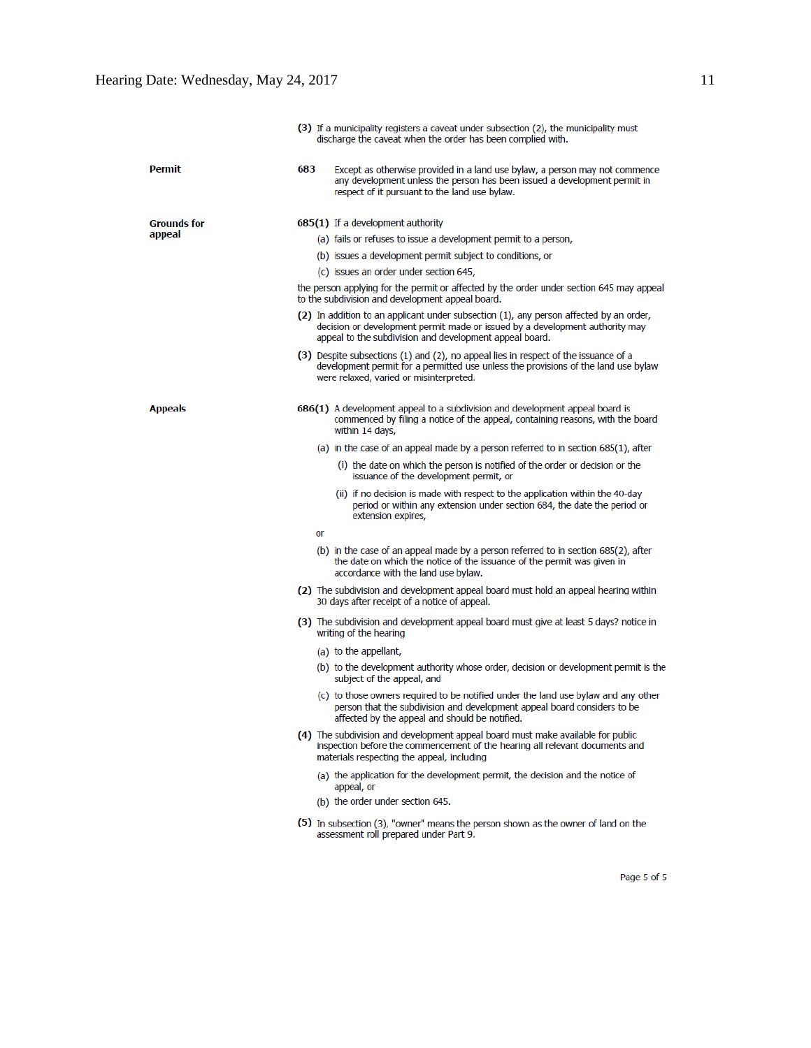(3) If a municipality registers a caveat under subsection (2), the municipality must discharge the caveat when the order has been complied with.

**Permit**

**683** Except as otherwise provided in a land use bylaw, a person may not commence any development unless the person has been issued a development permit in respect of it pursuant to the land use bylaw.

**Grounds for appeal**

**685(1)** If a development authority

(a) fails or refuses to issue a development permit to a person,

(b) issues a development permit subject to conditions, or

(c) issues an order under section 645,

the person applying for the permit or affected by the order under section 645 may appeal to the subdivision and development appeal board.

**(2)** In addition to an applicant under subsection (1), any person affected by an order, decision or development permit made or issued by a development authority may appeal to the subdivision and development appeal board.

**(3)** Despite subsections (1) and (2), no appeal lies in respect of the issuance of a development permit for a permitted use unless the provisions of the land use bylaw were relaxed, varied or misinterpreted.

**Appeals**

**686(1)** A development appeal to a subdivision and development appeal board is commenced by filing a notice of the appeal, containing reasons, with the board within 14 days,

(a) in the case of an appeal made by a person referred to in section 685(1), after

(i) the date on which the person is notified of the order or decision or the issuance of the development permit, or

(ii) if no decision is made with respect to the application within the 40-day period or within any extension under section 684, the date the period or extension expires,

or

(b) in the case of an appeal made by a person referred to in section 685(2), after the date on which the notice of the issuance of the permit was given in accordance with the land use bylaw.

**(2)** The subdivision and development appeal board must hold an appeal hearing within 30 days after receipt of a notice of appeal.

**(3)** The subdivision and development appeal board must give at least 5 days? notice in writing of the hearing

(a) to the appellant,

(b) to the development authority whose order, decision or development permit is the subject of the appeal, and

(c) to those owners required to be notified under the land use bylaw and any other person that the subdivision and development appeal board considers to be affected by the appeal and should be notified.

**(4)** The subdivision and development appeal board must make available for public inspection before the commencement of the hearing all relevant documents and materials respecting the appeal, including

(a) the application for the development permit, the decision and the notice of appeal, or

(b) the order under section 645.

**(5)** In subsection (3), "owner" means the person shown as the owner of land on the assessment roll prepared under Part 9.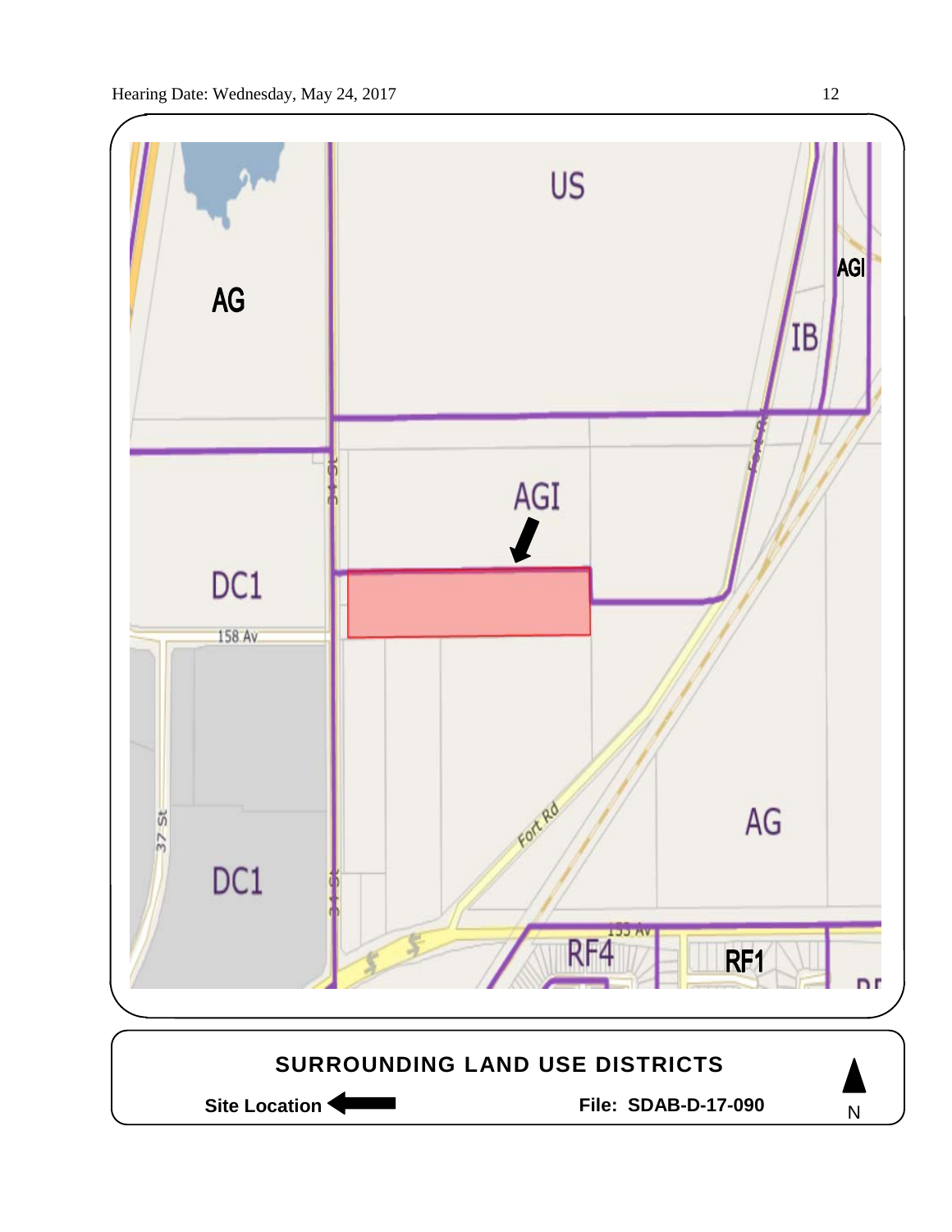US

AG

AGI

IB

AGI

DC1

158 Av

34 St

Fort Rd

37 St

DC1

Fort Rd

AG

153 Av

RF4

RF1

**SURROUNDING LAND USE DISTRICTS**

**Site Location** ←

**File: SDAB-D-17-090**

N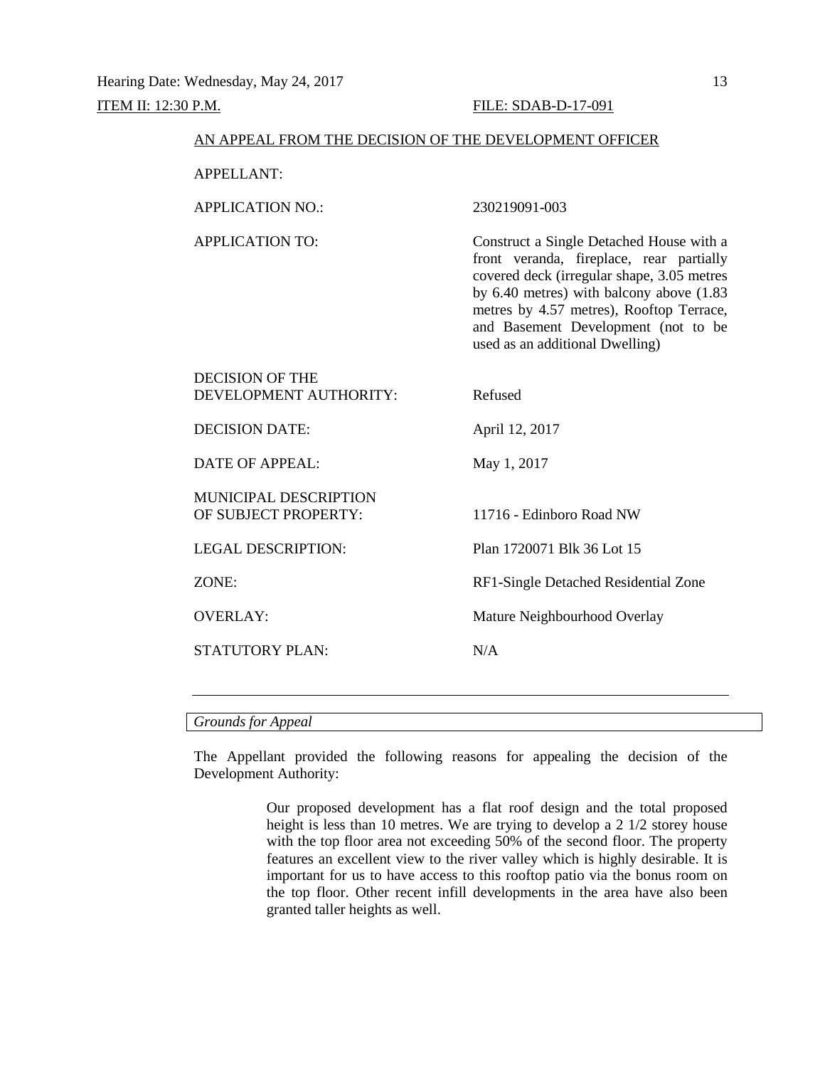ITEM II: 12:30 P.M. FILE: SDAB-D-17-091

AN APPEAL FROM THE DECISION OF THE DEVELOPMENT OFFICER

| | |
|---|---|
| APPELLANT: | |
| APPLICATION NO.: | 230219091-003 |
| APPLICATION TO: | Construct a Single Detached House with a front veranda, fireplace, rear partially covered deck (irregular shape, 3.05 metres by 6.40 metres) with balcony above (1.83 metres by 4.57 metres), Rooftop Terrace, and Basement Development (not to be used as an additional Dwelling) |
| DECISION OF THE DEVELOPMENT AUTHORITY: | Refused |
| DECISION DATE: | April 12, 2017 |
| DATE OF APPEAL: | May 1, 2017 |
| MUNICIPAL DESCRIPTION OF SUBJECT PROPERTY: | 11716 - Edinboro Road NW |
| LEGAL DESCRIPTION: | Plan 1720071 Blk 36 Lot 15 |
| ZONE: | RF1-Single Detached Residential Zone |
| OVERLAY: | Mature Neighbourhood Overlay |
| STATUTORY PLAN: | N/A |

---

*Grounds for Appeal*

The Appellant provided the following reasons for appealing the decision of the Development Authority:

> Our proposed development has a flat roof design and the total proposed height is less than 10 metres. We are trying to develop a 2 1/2 storey house with the top floor area not exceeding 50% of the second floor. The property features an excellent view to the river valley which is highly desirable. It is important for us to have access to this rooftop patio via the bonus room on the top floor. Other recent infill developments in the area have also been granted taller heights as well.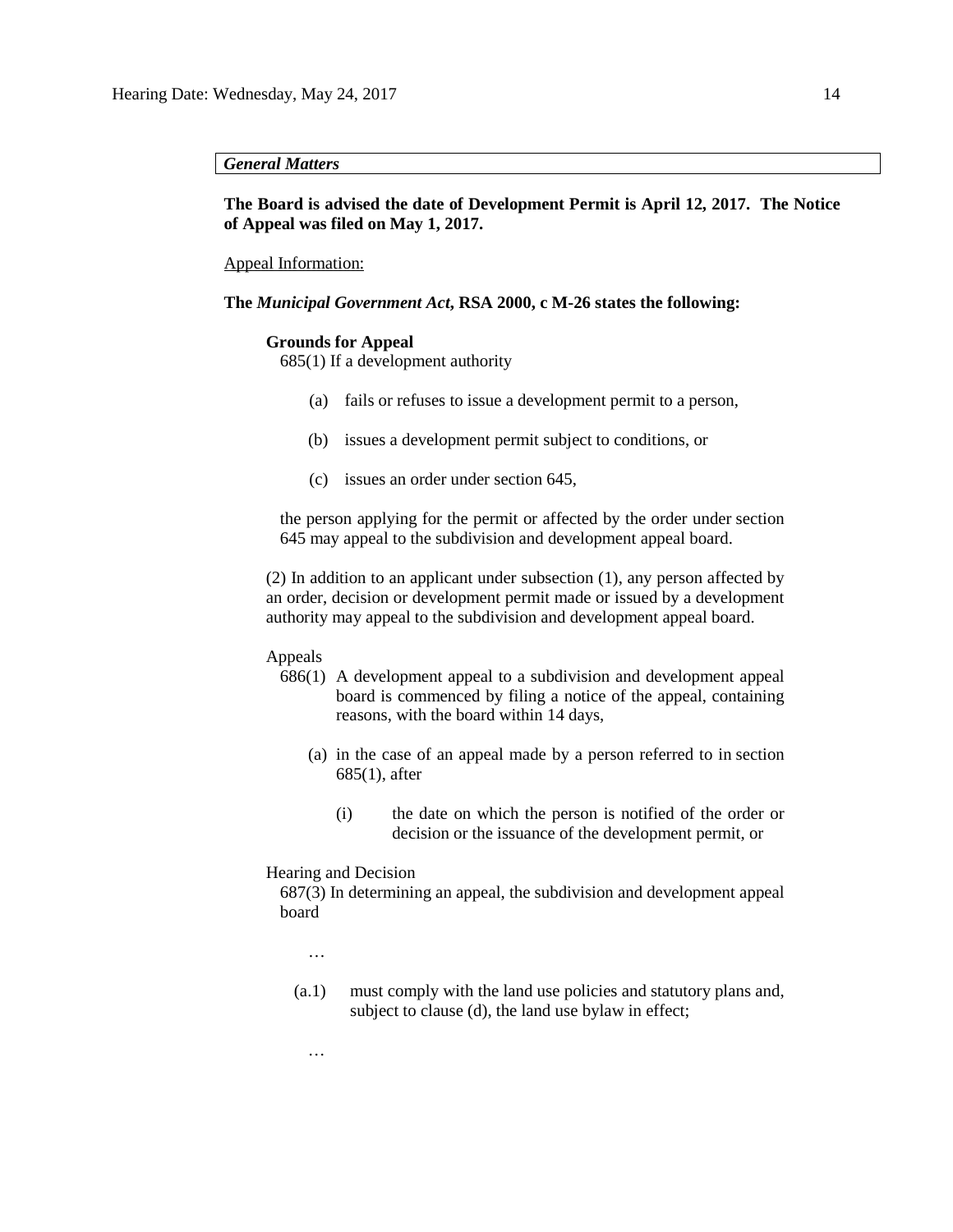***General Matters***

**The Board is advised the date of Development Permit is April 12, 2017. The Notice of Appeal was filed on May 1, 2017.**

Appeal Information:

**The *Municipal Government Act*, RSA 2000, c M-26 states the following:**

**Grounds for Appeal**

685(1) If a development authority

(a) fails or refuses to issue a development permit to a person,

(b) issues a development permit subject to conditions, or

(c) issues an order under section 645,

the person applying for the permit or affected by the order under section 645 may appeal to the subdivision and development appeal board.

(2) In addition to an applicant under subsection (1), any person affected by an order, decision or development permit made or issued by a development authority may appeal to the subdivision and development appeal board.

Appeals

686(1) A development appeal to a subdivision and development appeal board is commenced by filing a notice of the appeal, containing reasons, with the board within 14 days,

(a) in the case of an appeal made by a person referred to in section 685(1), after

(i) the date on which the person is notified of the order or decision or the issuance of the development permit, or

Hearing and Decision

687(3) In determining an appeal, the subdivision and development appeal board

…

(a.1) must comply with the land use policies and statutory plans and, subject to clause (d), the land use bylaw in effect;

…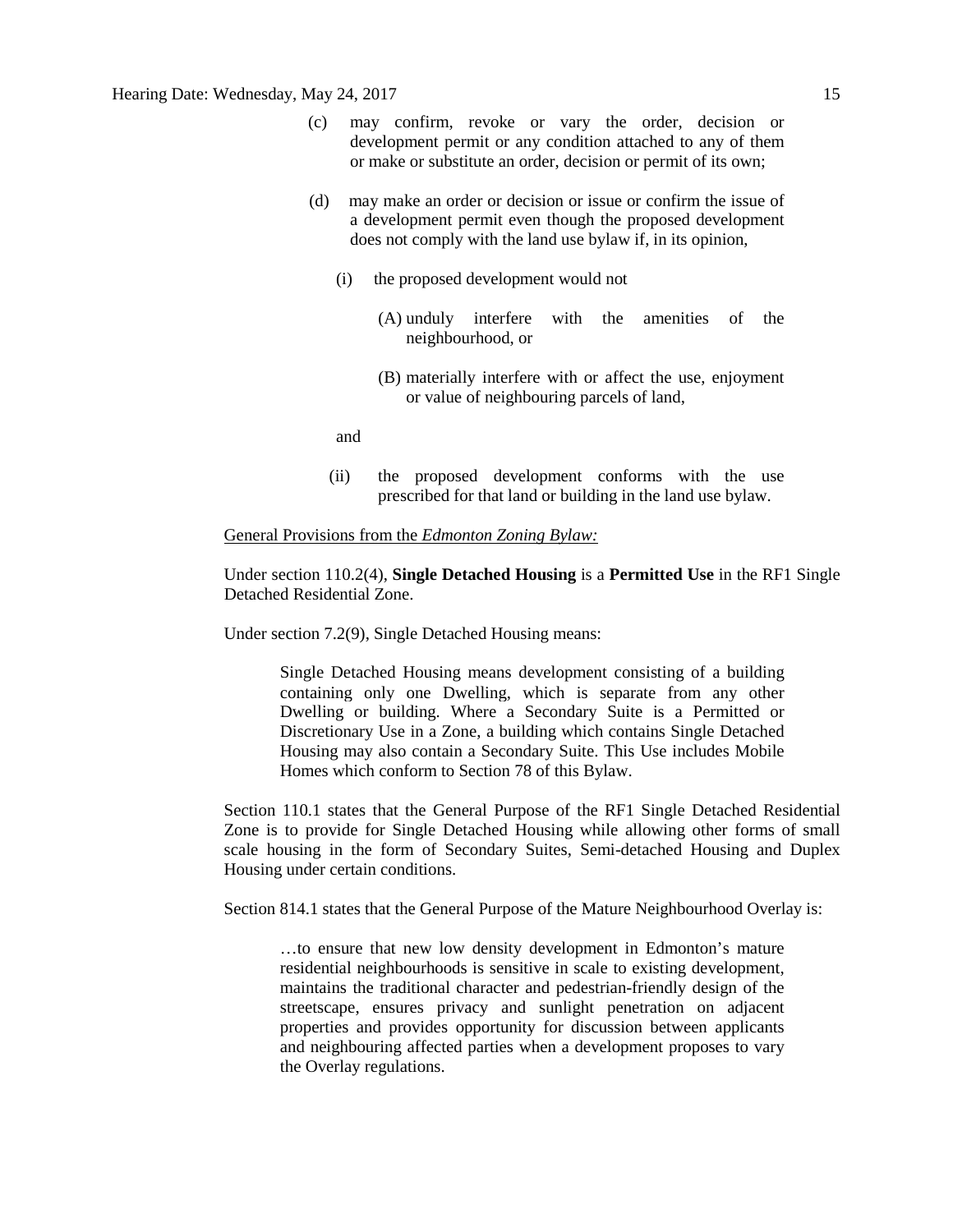(c) may confirm, revoke or vary the order, decision or development permit or any condition attached to any of them or make or substitute an order, decision or permit of its own;

(d) may make an order or decision or issue or confirm the issue of a development permit even though the proposed development does not comply with the land use bylaw if, in its opinion,

(i) the proposed development would not

(A) unduly interfere with the amenities of the neighbourhood, or

(B) materially interfere with or affect the use, enjoyment or value of neighbouring parcels of land,

and

(ii) the proposed development conforms with the use prescribed for that land or building in the land use bylaw.

<u>General Provisions from the *Edmonton Zoning Bylaw:*</u>

Under section 110.2(4), **Single Detached Housing** is a **Permitted Use** in the RF1 Single Detached Residential Zone.

Under section 7.2(9), Single Detached Housing means:

> Single Detached Housing means development consisting of a building containing only one Dwelling, which is separate from any other Dwelling or building. Where a Secondary Suite is a Permitted or Discretionary Use in a Zone, a building which contains Single Detached Housing may also contain a Secondary Suite. This Use includes Mobile Homes which conform to Section 78 of this Bylaw.

Section 110.1 states that the General Purpose of the RF1 Single Detached Residential Zone is to provide for Single Detached Housing while allowing other forms of small scale housing in the form of Secondary Suites, Semi-detached Housing and Duplex Housing under certain conditions.

Section 814.1 states that the General Purpose of the Mature Neighbourhood Overlay is:

> …to ensure that new low density development in Edmonton's mature residential neighbourhoods is sensitive in scale to existing development, maintains the traditional character and pedestrian-friendly design of the streetscape, ensures privacy and sunlight penetration on adjacent properties and provides opportunity for discussion between applicants and neighbouring affected parties when a development proposes to vary the Overlay regulations.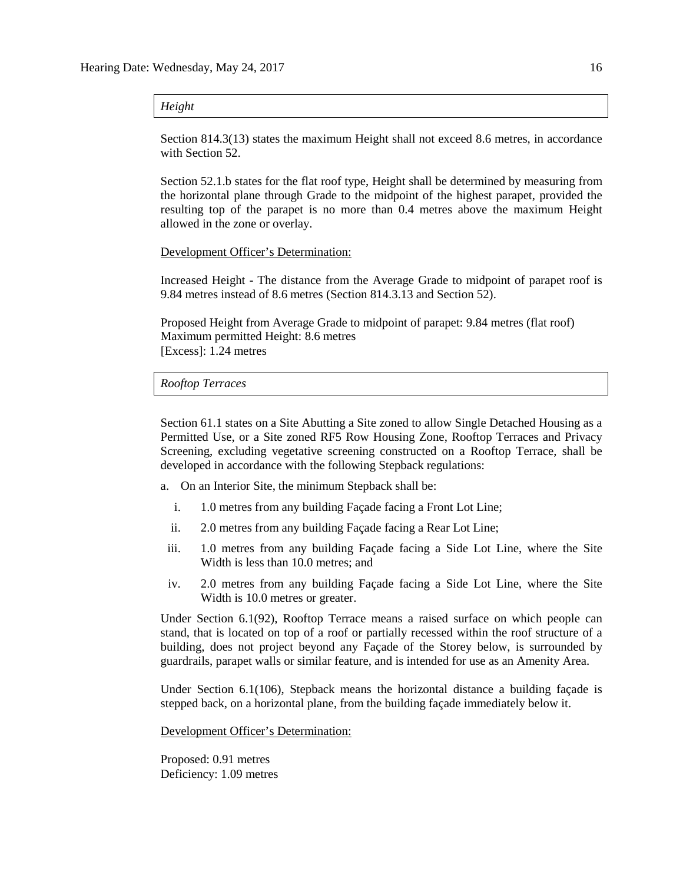*Height*

Section 814.3(13) states the maximum Height shall not exceed 8.6 metres, in accordance with Section 52.

Section 52.1.b states for the flat roof type, Height shall be determined by measuring from the horizontal plane through Grade to the midpoint of the highest parapet, provided the resulting top of the parapet is no more than 0.4 metres above the maximum Height allowed in the zone or overlay.

Development Officer's Determination:

Increased Height - The distance from the Average Grade to midpoint of parapet roof is 9.84 metres instead of 8.6 metres (Section 814.3.13 and Section 52).

Proposed Height from Average Grade to midpoint of parapet: 9.84 metres (flat roof)
Maximum permitted Height: 8.6 metres
[Excess]: 1.24 metres

*Rooftop Terraces*

Section 61.1 states on a Site Abutting a Site zoned to allow Single Detached Housing as a Permitted Use, or a Site zoned RF5 Row Housing Zone, Rooftop Terraces and Privacy Screening, excluding vegetative screening constructed on a Rooftop Terrace, shall be developed in accordance with the following Stepback regulations:

a. On an Interior Site, the minimum Stepback shall be:

   i. 1.0 metres from any building Façade facing a Front Lot Line;

   ii. 2.0 metres from any building Façade facing a Rear Lot Line;

   iii. 1.0 metres from any building Façade facing a Side Lot Line, where the Site Width is less than 10.0 metres; and

   iv. 2.0 metres from any building Façade facing a Side Lot Line, where the Site Width is 10.0 metres or greater.

Under Section 6.1(92), Rooftop Terrace means a raised surface on which people can stand, that is located on top of a roof or partially recessed within the roof structure of a building, does not project beyond any Façade of the Storey below, is surrounded by guardrails, parapet walls or similar feature, and is intended for use as an Amenity Area.

Under Section 6.1(106), Stepback means the horizontal distance a building façade is stepped back, on a horizontal plane, from the building façade immediately below it.

Development Officer's Determination:

Proposed: 0.91 metres
Deficiency: 1.09 metres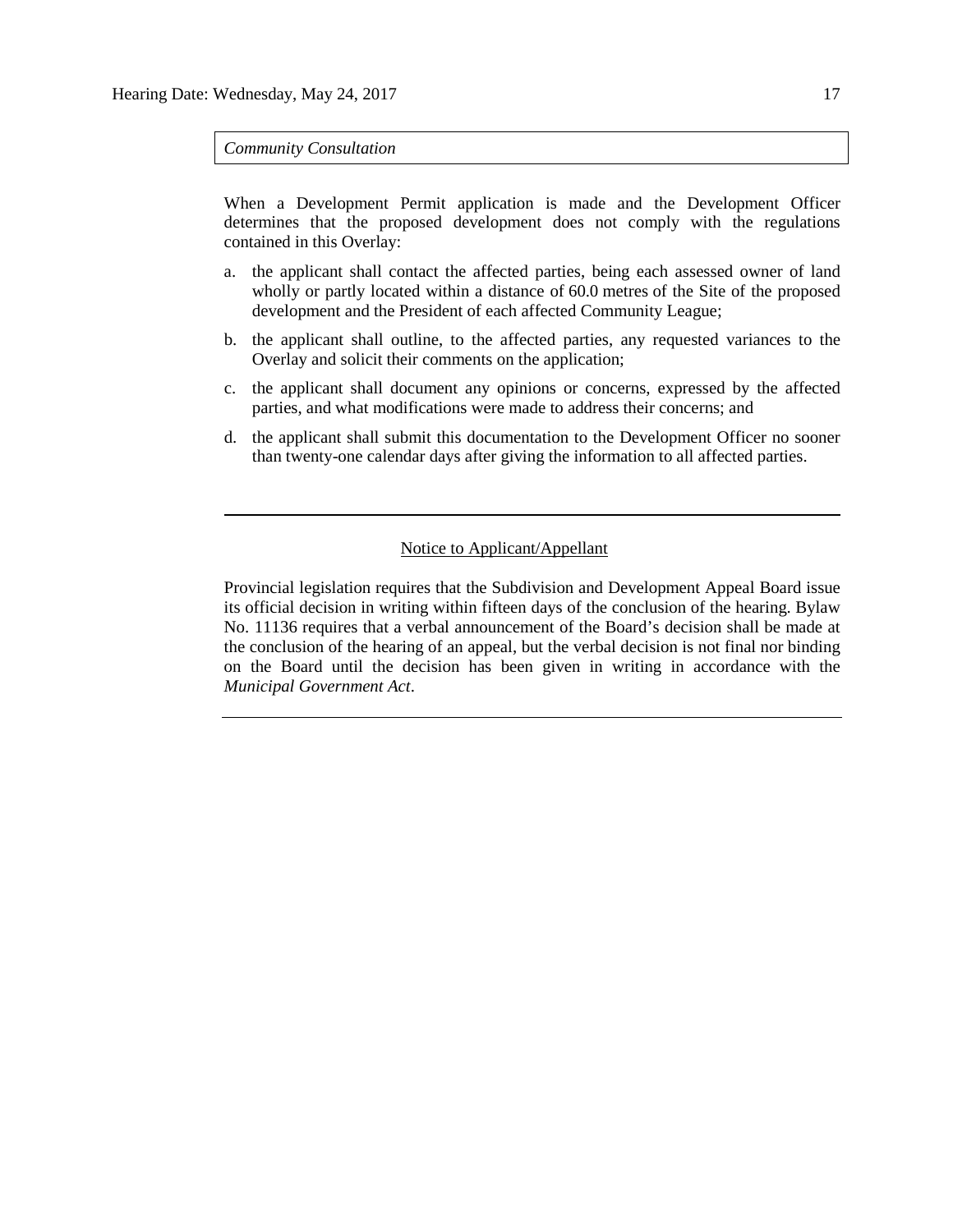*Community Consultation*

When a Development Permit application is made and the Development Officer determines that the proposed development does not comply with the regulations contained in this Overlay:

a. the applicant shall contact the affected parties, being each assessed owner of land wholly or partly located within a distance of 60.0 metres of the Site of the proposed development and the President of each affected Community League;

b. the applicant shall outline, to the affected parties, any requested variances to the Overlay and solicit their comments on the application;

c. the applicant shall document any opinions or concerns, expressed by the affected parties, and what modifications were made to address their concerns; and

d. the applicant shall submit this documentation to the Development Officer no sooner than twenty-one calendar days after giving the information to all affected parties.

---

Notice to Applicant/Appellant

Provincial legislation requires that the Subdivision and Development Appeal Board issue its official decision in writing within fifteen days of the conclusion of the hearing. Bylaw No. 11136 requires that a verbal announcement of the Board's decision shall be made at the conclusion of the hearing of an appeal, but the verbal decision is not final nor binding on the Board until the decision has been given in writing in accordance with the *Municipal Government Act*.

---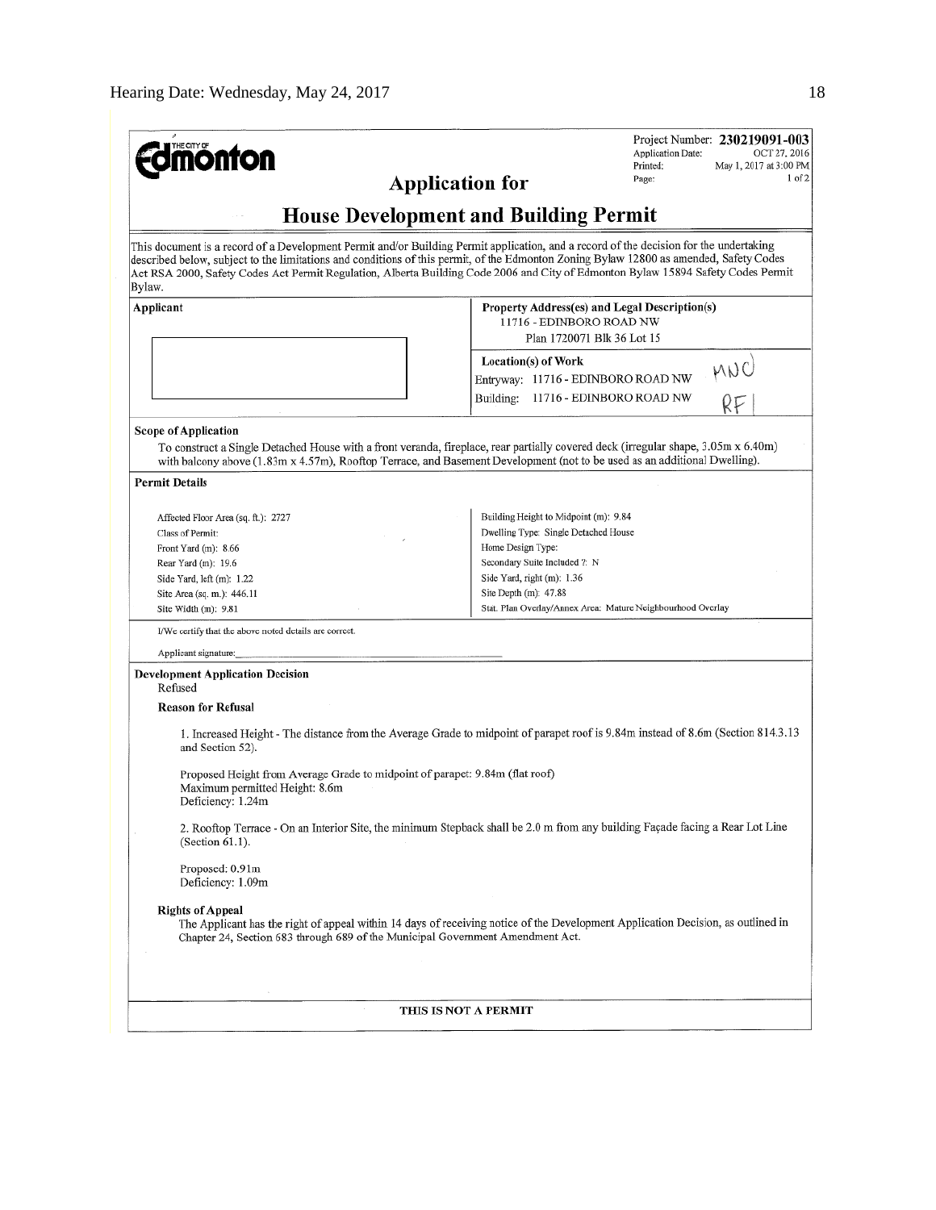THE CITY OF **Edmonton**

Project Number: **230219091-003**
Application Date: OCT 27, 2016
Printed: May 1, 2017 at 3:00 PM
Page: 1 of 2

## Application for

# House Development and Building Permit

This document is a record of a Development Permit and/or Building Permit application, and a record of the decision for the undertaking described below, subject to the limitations and conditions of this permit, of the Edmonton Zoning Bylaw 12800 as amended, Safety Codes Act RSA 2000, Safety Codes Act Permit Regulation, Alberta Building Code 2006 and City of Edmonton Bylaw 15894 Safety Codes Permit Bylaw.

| Applicant | Property Address(es) and Legal Description(s) |
|---|---|
| | 11716 - EDINBORO ROAD NW<br>Plan 1720071 Blk 36 Lot 15 |
| | **Location(s) of Work**<br>Entryway: 11716 - EDINBORO ROAD NW<br>Building: 11716 - EDINBORO ROAD NW |

MNO
RF1

**Scope of Application**

To construct a Single Detached House with a front veranda, fireplace, rear partially covered deck (irregular shape, 3.05m x 6.40m) with balcony above (1.83m x 4.57m), Rooftop Terrace, and Basement Development (not to be used as an additional Dwelling).

**Permit Details**

| | |
|---|---|
| Affected Floor Area (sq. ft.): 2727 | Building Height to Midpoint (m): 9.84 |
| Class of Permit: | Dwelling Type: Single Detached House |
| Front Yard (m): 8.66 | Home Design Type: |
| Rear Yard (m): 19.6 | Secondary Suite Included ?: N |
| Side Yard, left (m): 1.22 | Side Yard, right (m): 1.36 |
| Site Area (sq. m.): 446.11 | Site Depth (m): 47.88 |
| Site Width (m): 9.81 | Stat. Plan Overlay/Annex Area: Mature Neighbourhood Overlay |

I/We certify that the above noted details are correct.

Applicant signature:\_\_\_\_\_\_\_\_\_\_\_\_\_\_\_\_\_\_\_\_\_\_\_\_\_\_\_\_

**Development Application Decision**

Refused

**Reason for Refusal**

1. Increased Height - The distance from the Average Grade to midpoint of parapet roof is 9.84m instead of 8.6m (Section 814.3.13 and Section 52).

Proposed Height from Average Grade to midpoint of parapet: 9.84m (flat roof)
Maximum permitted Height: 8.6m
Deficiency: 1.24m

2. Rooftop Terrace - On an Interior Site, the minimum Stepback shall be 2.0 m from any building Façade facing a Rear Lot Line (Section 61.1).

Proposed: 0.91m
Deficiency: 1.09m

**Rights of Appeal**

The Applicant has the right of appeal within 14 days of receiving notice of the Development Application Decision, as outlined in Chapter 24, Section 683 through 689 of the Municipal Government Amendment Act.

**THIS IS NOT A PERMIT**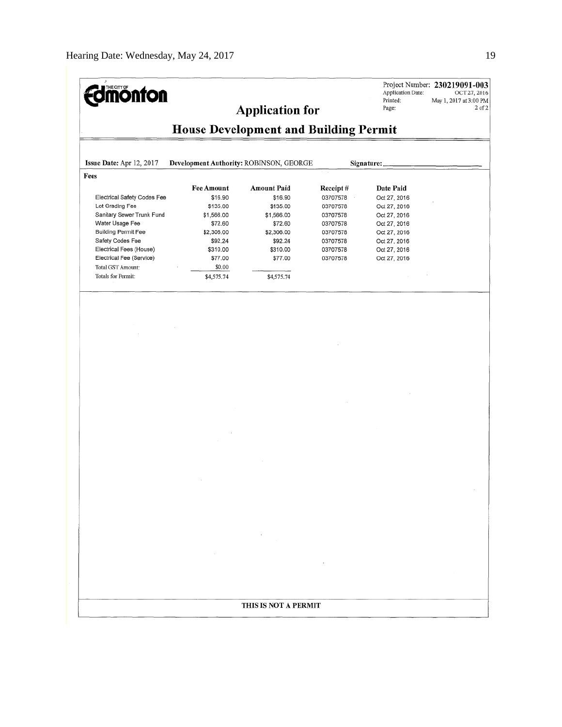**THE CITY OF Edmonton**

Project Number: **230219091-003**
Application Date: OCT 27, 2016
Printed: May 1, 2017 at 3:00 PM
Page: 2 of 2

## Application for

## House Development and Building Permit

**Issue Date:** Apr 12, 2017 **Development Authority:** ROBINSON, GEORGE **Signature:** \_\_\_\_\_\_\_\_\_\_\_\_\_\_\_\_\_\_

**Fees**

| | Fee Amount | Amount Paid | Receipt # | Date Paid |
|---|---|---|---|---|
| Electrical Safety Codes Fee | $16.90 | $16.90 | 03707578 | Oct 27, 2016 |
| Lot Grading Fee | $135.00 | $135.00 | 03707578 | Oct 27, 2016 |
| Sanitary Sewer Trunk Fund | $1,566.00 | $1,566.00 | 03707578 | Oct 27, 2016 |
| Water Usage Fee | $72.60 | $72.60 | 03707578 | Oct 27, 2016 |
| Building Permit Fee | $2,306.00 | $2,306.00 | 03707578 | Oct 27, 2016 |
| Safety Codes Fee | $92.24 | $92.24 | 03707578 | Oct 27, 2016 |
| Electrical Fees (House) | $310.00 | $310.00 | 03707578 | Oct 27, 2016 |
| Electrical Fee (Service) | $77.00 | $77.00 | 03707578 | Oct 27, 2016 |
| Total GST Amount: | $0.00 | | | |
| Totals for Permit: | $4,575.74 | $4,575.74 | | |

THIS IS NOT A PERMIT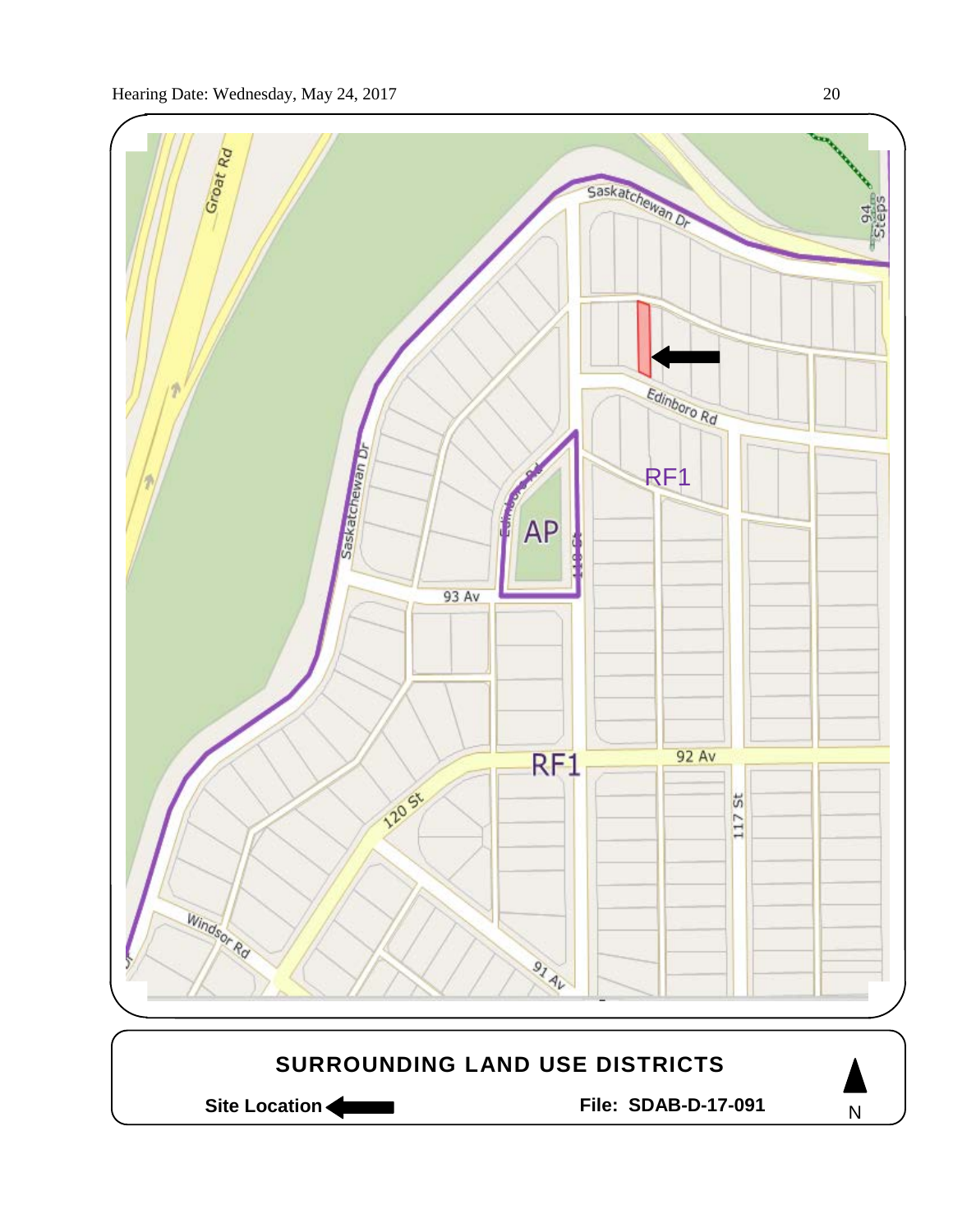Groat Rd

Saskatchewan Dr

94 Steps

Edinboro Rd

RF1

AP

118 St

93 Av

RF1

92 Av

117 St

120 St

Windsor Rd

91 Av

**SURROUNDING LAND USE DISTRICTS**

**Site Location**

**File: SDAB-D-17-091**

N